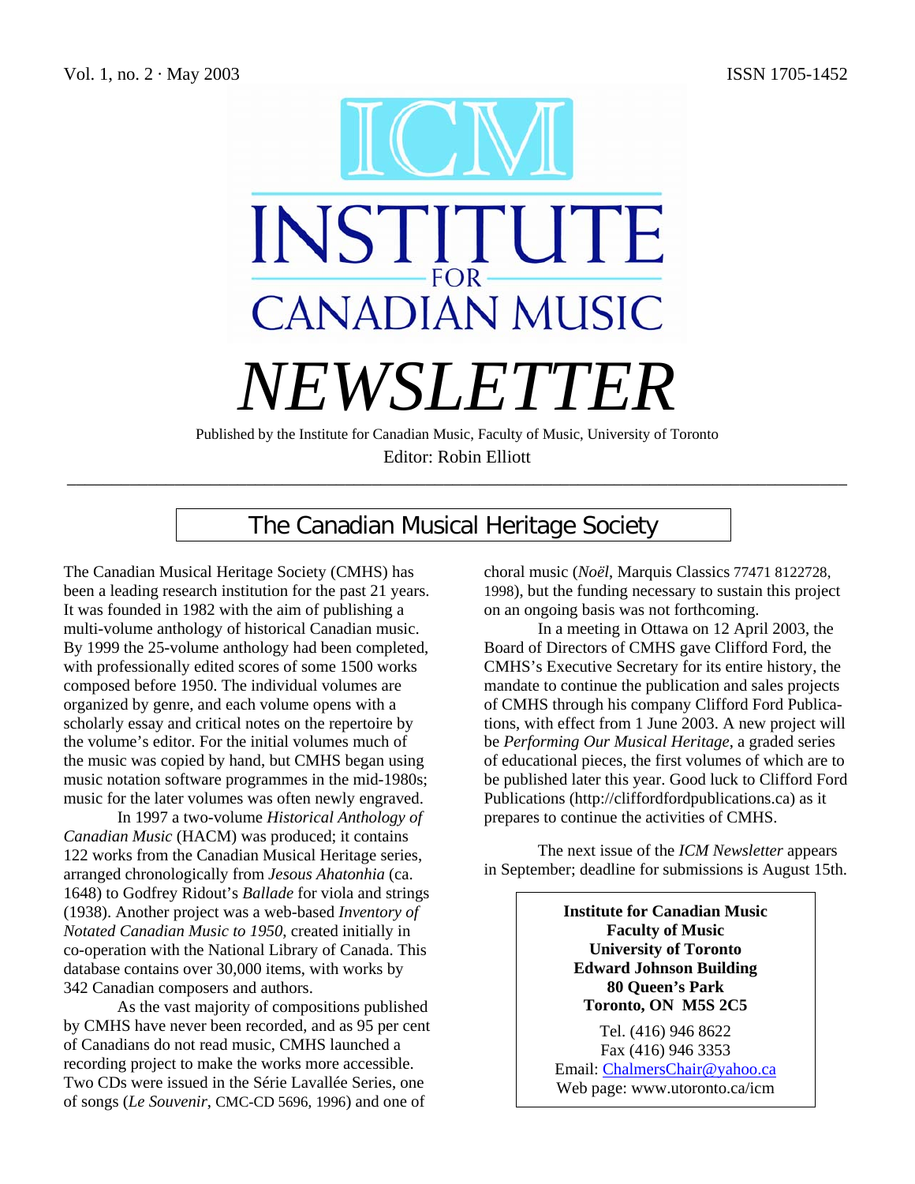Vol. 1, no. 2 · May 2003 ISSN 1705-1452

# ICM INSTITUTE FOR CANADIAN MUSIC

# *NEWSLETTER*

Published by the Institute for Canadian Music, Faculty of Music, University of Toronto

Editor: Robin Elliott

---

## The Canadian Musical Heritage Society

The Canadian Musical Heritage Society (CMHS) has been a leading research institution for the past 21 years. It was founded in 1982 with the aim of publishing a multi-volume anthology of historical Canadian music. By 1999 the 25-volume anthology had been completed, with professionally edited scores of some 1500 works composed before 1950. The individual volumes are organized by genre, and each volume opens with a scholarly essay and critical notes on the repertoire by the volume's editor. For the initial volumes much of the music was copied by hand, but CMHS began using music notation software programmes in the mid-1980s; music for the later volumes was often newly engraved.

In 1997 a two-volume *Historical Anthology of Canadian Music* (HACM) was produced; it contains 122 works from the Canadian Musical Heritage series, arranged chronologically from *Jesous Ahatonhia* (ca. 1648) to Godfrey Ridout's *Ballade* for viola and strings (1938). Another project was a web-based *Inventory of Notated Canadian Music to 1950*, created initially in co-operation with the National Library of Canada. This database contains over 30,000 items, with works by 342 Canadian composers and authors.

As the vast majority of compositions published by CMHS have never been recorded, and as 95 per cent of Canadians do not read music, CMHS launched a recording project to make the works more accessible. Two CDs were issued in the Série Lavallée Series, one of songs (*Le Souvenir*, CMC-CD 5696, 1996) and one of choral music (*Noël*, Marquis Classics 77471 8122728, 1998), but the funding necessary to sustain this project on an ongoing basis was not forthcoming.

In a meeting in Ottawa on 12 April 2003, the Board of Directors of CMHS gave Clifford Ford, the CMHS's Executive Secretary for its entire history, the mandate to continue the publication and sales projects of CMHS through his company Clifford Ford Publications, with effect from 1 June 2003. A new project will be *Performing Our Musical Heritage*, a graded series of educational pieces, the first volumes of which are to be published later this year. Good luck to Clifford Ford Publications (http://cliffordfordpublications.ca) as it prepares to continue the activities of CMHS.

The next issue of the *ICM Newsletter* appears in September; deadline for submissions is August 15th.

**Institute for Canadian Music**
**Faculty of Music**
**University of Toronto**
**Edward Johnson Building**
**80 Queen's Park**
**Toronto, ON M5S 2C5**

Tel. (416) 946 8622
Fax (416) 946 3353
Email: ChalmersChair@yahoo.ca
Web page: www.utoronto.ca/icm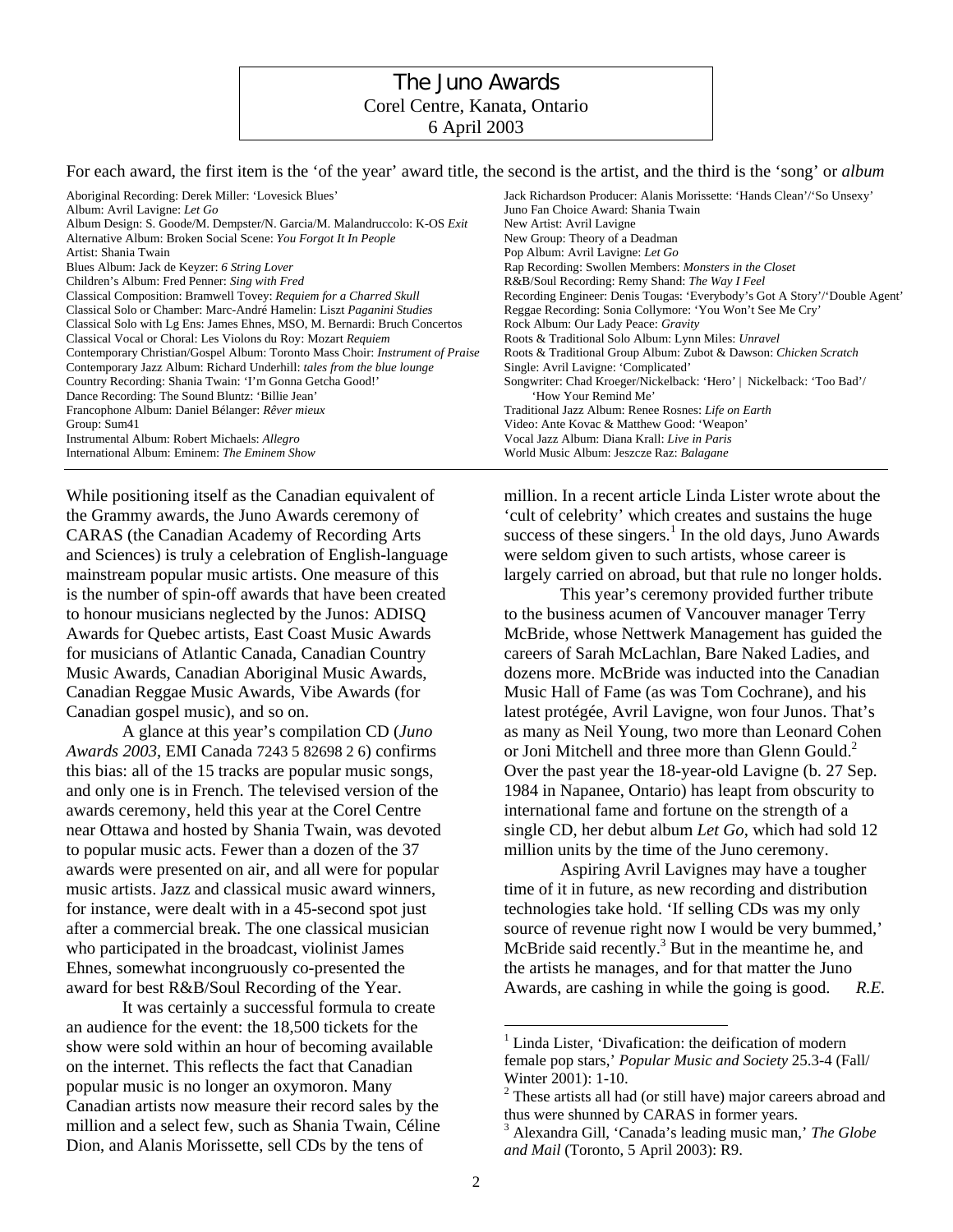# The Juno Awards

Corel Centre, Kanata, Ontario
6 April 2003

For each award, the first item is the 'of the year' award title, the second is the artist, and the third is the 'song' or *album*

Aboriginal Recording: Derek Miller: 'Lovesick Blues'
Album: Avril Lavigne: *Let Go*
Album Design: S. Goode/M. Dempster/N. Garcia/M. Malandruccolo: K-OS *Exit*
Alternative Album: Broken Social Scene: *You Forgot It In People*
Artist: Shania Twain
Blues Album: Jack de Keyzer: *6 String Lover*
Children's Album: Fred Penner: *Sing with Fred*
Classical Composition: Bramwell Tovey: *Requiem for a Charred Skull*
Classical Solo or Chamber: Marc-André Hamelin: Liszt *Paganini Studies*
Classical Solo with Lg Ens: James Ehnes, MSO, M. Bernardi: Bruch Concertos
Classical Vocal or Choral: Les Violons du Roy: Mozart *Requiem*
Contemporary Christian/Gospel Album: Toronto Mass Choir: *Instrument of Praise*
Contemporary Jazz Album: Richard Underhill: *tales from the blue lounge*
Country Recording: Shania Twain: 'I'm Gonna Getcha Good!'
Dance Recording: The Sound Bluntz: 'Billie Jean'
Francophone Album: Daniel Bélanger: *Rêver mieux*
Group: Sum41
Instrumental Album: Robert Michaels: *Allegro*
International Album: Eminem: *The Eminem Show*
Jack Richardson Producer: Alanis Morissette: 'Hands Clean'/'So Unsexy'
Juno Fan Choice Award: Shania Twain
New Artist: Avril Lavigne
New Group: Theory of a Deadman
Pop Album: Avril Lavigne: *Let Go*
Rap Recording: Swollen Members: *Monsters in the Closet*
R&B/Soul Recording: Remy Shand: *The Way I Feel*
Recording Engineer: Denis Tougas: 'Everybody's Got A Story'/'Double Agent'
Reggae Recording: Sonia Collymore: 'You Won't See Me Cry'
Rock Album: Our Lady Peace: *Gravity*
Roots & Traditional Solo Album: Lynn Miles: *Unravel*
Roots & Traditional Group Album: Zubot & Dawson: *Chicken Scratch*
Single: Avril Lavigne: 'Complicated'
Songwriter: Chad Kroeger/Nickelback: 'Hero' | Nickelback: 'Too Bad'/'How Your Remind Me'
Traditional Jazz Album: Renee Rosnes: *Life on Earth*
Video: Ante Kovac & Matthew Good: 'Weapon'
Vocal Jazz Album: Diana Krall: *Live in Paris*
World Music Album: Jeszcze Raz: *Balagane*

---

While positioning itself as the Canadian equivalent of the Grammy awards, the Juno Awards ceremony of CARAS (the Canadian Academy of Recording Arts and Sciences) is truly a celebration of English-language mainstream popular music artists. One measure of this is the number of spin-off awards that have been created to honour musicians neglected by the Junos: ADISQ Awards for Quebec artists, East Coast Music Awards for musicians of Atlantic Canada, Canadian Country Music Awards, Canadian Aboriginal Music Awards, Canadian Reggae Music Awards, Vibe Awards (for Canadian gospel music), and so on.

A glance at this year's compilation CD (*Juno Awards 2003*, EMI Canada 7243 5 82698 2 6) confirms this bias: all of the 15 tracks are popular music songs, and only one is in French. The televised version of the awards ceremony, held this year at the Corel Centre near Ottawa and hosted by Shania Twain, was devoted to popular music acts. Fewer than a dozen of the 37 awards were presented on air, and all were for popular music artists. Jazz and classical music award winners, for instance, were dealt with in a 45-second spot just after a commercial break. The one classical musician who participated in the broadcast, violinist James Ehnes, somewhat incongruously co-presented the award for best R&B/Soul Recording of the Year.

It was certainly a successful formula to create an audience for the event: the 18,500 tickets for the show were sold within an hour of becoming available on the internet. This reflects the fact that Canadian popular music is no longer an oxymoron. Many Canadian artists now measure their record sales by the million and a select few, such as Shania Twain, Céline Dion, and Alanis Morissette, sell CDs by the tens of million. In a recent article Linda Lister wrote about the 'cult of celebrity' which creates and sustains the huge success of these singers.[1] In the old days, Juno Awards were seldom given to such artists, whose career is largely carried on abroad, but that rule no longer holds.

This year's ceremony provided further tribute to the business acumen of Vancouver manager Terry McBride, whose Nettwerk Management has guided the careers of Sarah McLachlan, Bare Naked Ladies, and dozens more. McBride was inducted into the Canadian Music Hall of Fame (as was Tom Cochrane), and his latest protégée, Avril Lavigne, won four Junos. That's as many as Neil Young, two more than Leonard Cohen or Joni Mitchell and three more than Glenn Gould.[2] Over the past year the 18-year-old Lavigne (b. 27 Sep. 1984 in Napanee, Ontario) has leapt from obscurity to international fame and fortune on the strength of a single CD, her debut album *Let Go*, which had sold 12 million units by the time of the Juno ceremony.

Aspiring Avril Lavignes may have a tougher time of it in future, as new recording and distribution technologies take hold. 'If selling CDs was my only source of revenue right now I would be very bummed,' McBride said recently.[3] But in the meantime he, and the artists he manages, and for that matter the Juno Awards, are cashing in while the going is good. *R.E.*

---

[1] Linda Lister, 'Divafication: the deification of modern female pop stars,' *Popular Music and Society* 25.3-4 (Fall/ Winter 2001): 1-10.

[2] These artists all had (or still have) major careers abroad and thus were shunned by CARAS in former years.

[3] Alexandra Gill, 'Canada's leading music man,' *The Globe and Mail* (Toronto, 5 April 2003): R9.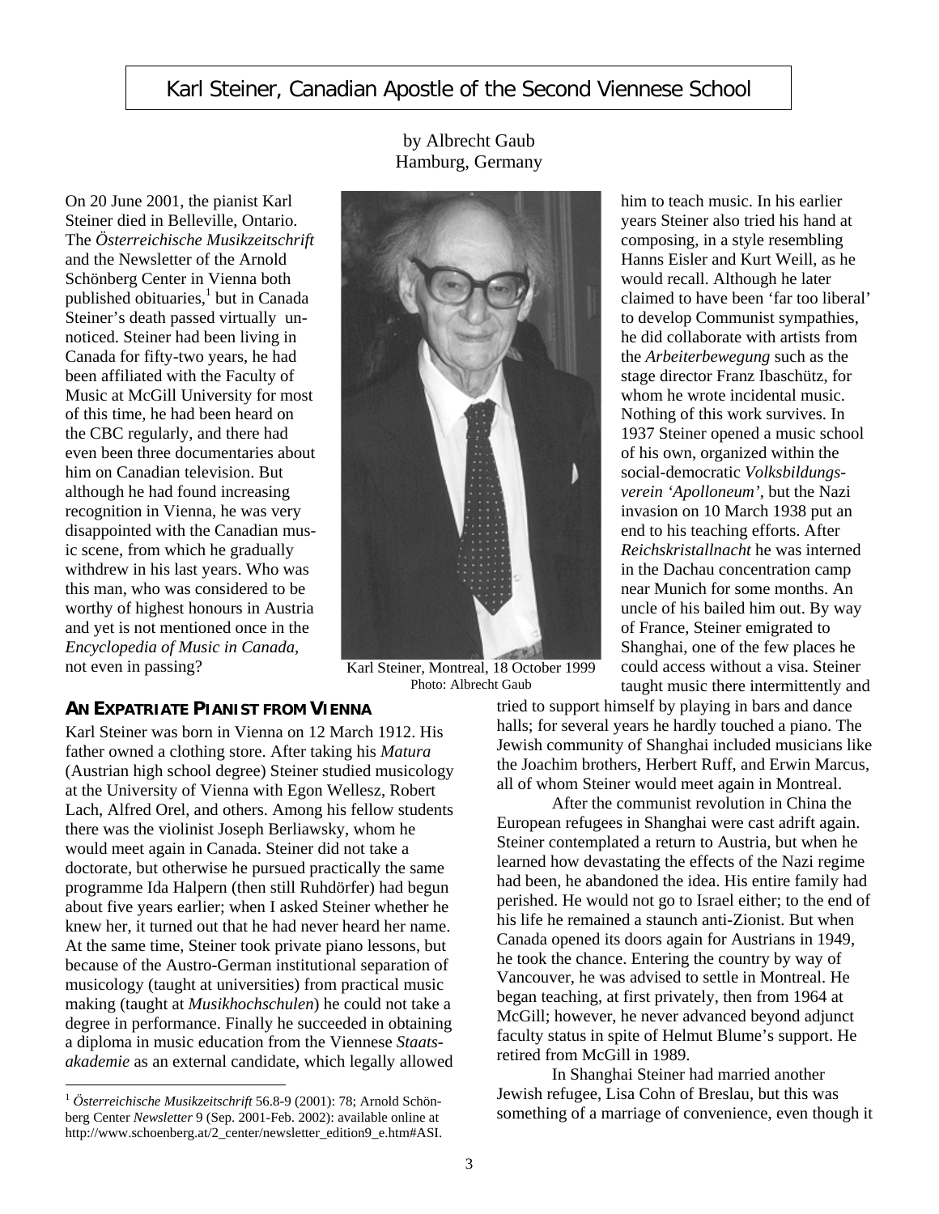# Karl Steiner, Canadian Apostle of the Second Viennese School

by Albrecht Gaub
Hamburg, Germany

On 20 June 2001, the pianist Karl Steiner died in Belleville, Ontario. The *Österreichische Musikzeitschrift* and the Newsletter of the Arnold Schönberg Center in Vienna both published obituaries,[1] but in Canada Steiner's death passed virtually unnoticed. Steiner had been living in Canada for fifty-two years, he had been affiliated with the Faculty of Music at McGill University for most of this time, he had been heard on the CBC regularly, and there had even been three documentaries about him on Canadian television. But although he had found increasing recognition in Vienna, he was very disappointed with the Canadian music scene, from which he gradually withdrew in his last years. Who was this man, who was considered to be worthy of highest honours in Austria and yet is not mentioned once in the *Encyclopedia of Music in Canada*, not even in passing?

Karl Steiner, Montreal, 18 October 1999
Photo: Albrecht Gaub

## AN EXPATRIATE PIANIST FROM VIENNA

Karl Steiner was born in Vienna on 12 March 1912. His father owned a clothing store. After taking his *Matura* (Austrian high school degree) Steiner studied musicology at the University of Vienna with Egon Wellesz, Robert Lach, Alfred Orel, and others. Among his fellow students there was the violinist Joseph Berliawsky, whom he would meet again in Canada. Steiner did not take a doctorate, but otherwise he pursued practically the same programme Ida Halpern (then still Ruhdörfer) had begun about five years earlier; when I asked Steiner whether he knew her, it turned out that he had never heard her name. At the same time, Steiner took private piano lessons, but because of the Austro-German institutional separation of musicology (taught at universities) from practical music making (taught at *Musikhochschulen*) he could not take a degree in performance. Finally he succeeded in obtaining a diploma in music education from the Viennese *Staatsakademie* as an external candidate, which legally allowed him to teach music. In his earlier years Steiner also tried his hand at composing, in a style resembling Hanns Eisler and Kurt Weill, as he would recall. Although he later claimed to have been 'far too liberal' to develop Communist sympathies, he did collaborate with artists from the *Arbeiterbewegung* such as the stage director Franz Ibaschütz, for whom he wrote incidental music. Nothing of this work survives. In 1937 Steiner opened a music school of his own, organized within the social-democratic *Volksbildungsverein 'Apolloneum'*, but the Nazi invasion on 10 March 1938 put an end to his teaching efforts. After *Reichskristallnacht* he was interned in the Dachau concentration camp near Munich for some months. An uncle of his bailed him out. By way of France, Steiner emigrated to Shanghai, one of the few places he could access without a visa. Steiner taught music there intermittently and tried to support himself by playing in bars and dance halls; for several years he hardly touched a piano. The Jewish community of Shanghai included musicians like the Joachim brothers, Herbert Ruff, and Erwin Marcus, all of whom Steiner would meet again in Montreal.

After the communist revolution in China the European refugees in Shanghai were cast adrift again. Steiner contemplated a return to Austria, but when he learned how devastating the effects of the Nazi regime had been, he abandoned the idea. His entire family had perished. He would not go to Israel either; to the end of his life he remained a staunch anti-Zionist. But when Canada opened its doors again for Austrians in 1949, he took the chance. Entering the country by way of Vancouver, he was advised to settle in Montreal. He began teaching, at first privately, then from 1964 at McGill; however, he never advanced beyond adjunct faculty status in spite of Helmut Blume's support. He retired from McGill in 1989.

In Shanghai Steiner had married another Jewish refugee, Lisa Cohn of Breslau, but this was something of a marriage of convenience, even though it

[1] *Österreichische Musikzeitschrift* 56.8-9 (2001): 78; Arnold Schönberg Center *Newsletter* 9 (Sep. 2001-Feb. 2002): available online at http://www.schoenberg.at/2_center/newsletter_edition9_e.htm#ASI.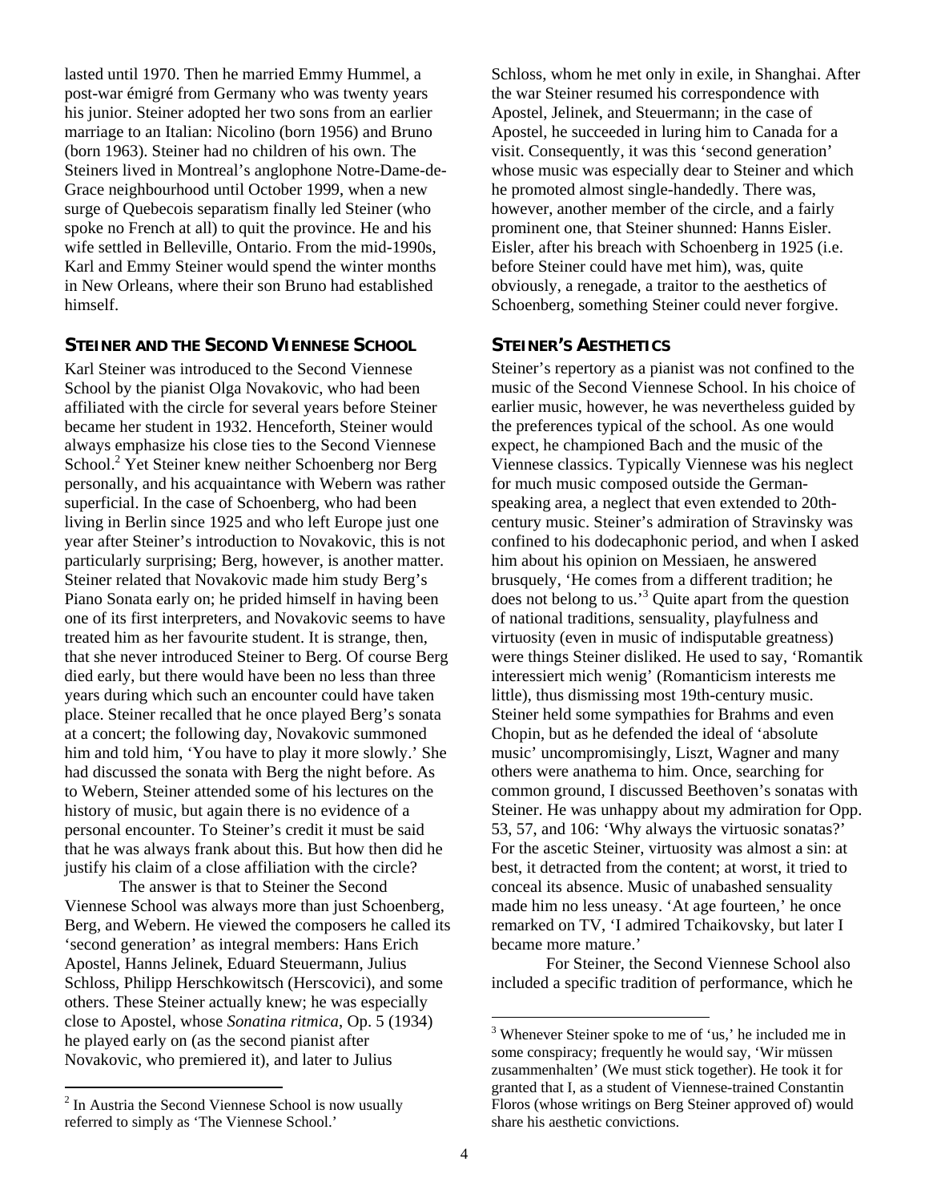lasted until 1970. Then he married Emmy Hummel, a post-war émigré from Germany who was twenty years his junior. Steiner adopted her two sons from an earlier marriage to an Italian: Nicolino (born 1956) and Bruno (born 1963). Steiner had no children of his own. The Steiners lived in Montreal's anglophone Notre-Dame-de-Grace neighbourhood until October 1999, when a new surge of Quebecois separatism finally led Steiner (who spoke no French at all) to quit the province. He and his wife settled in Belleville, Ontario. From the mid-1990s, Karl and Emmy Steiner would spend the winter months in New Orleans, where their son Bruno had established himself.

## STEINER AND THE SECOND VIENNESE SCHOOL

Karl Steiner was introduced to the Second Viennese School by the pianist Olga Novakovic, who had been affiliated with the circle for several years before Steiner became her student in 1932. Henceforth, Steiner would always emphasize his close ties to the Second Viennese School.[2] Yet Steiner knew neither Schoenberg nor Berg personally, and his acquaintance with Webern was rather superficial. In the case of Schoenberg, who had been living in Berlin since 1925 and who left Europe just one year after Steiner's introduction to Novakovic, this is not particularly surprising; Berg, however, is another matter. Steiner related that Novakovic made him study Berg's Piano Sonata early on; he prided himself in having been one of its first interpreters, and Novakovic seems to have treated him as her favourite student. It is strange, then, that she never introduced Steiner to Berg. Of course Berg died early, but there would have been no less than three years during which such an encounter could have taken place. Steiner recalled that he once played Berg's sonata at a concert; the following day, Novakovic summoned him and told him, 'You have to play it more slowly.' She had discussed the sonata with Berg the night before. As to Webern, Steiner attended some of his lectures on the history of music, but again there is no evidence of a personal encounter. To Steiner's credit it must be said that he was always frank about this. But how then did he justify his claim of a close affiliation with the circle?

The answer is that to Steiner the Second Viennese School was always more than just Schoenberg, Berg, and Webern. He viewed the composers he called its 'second generation' as integral members: Hans Erich Apostel, Hanns Jelinek, Eduard Steuermann, Julius Schloss, Philipp Herschkowitsch (Herscovici), and some others. These Steiner actually knew; he was especially close to Apostel, whose *Sonatina ritmica*, Op. 5 (1934) he played early on (as the second pianist after Novakovic, who premiered it), and later to Julius Schloss, whom he met only in exile, in Shanghai. After the war Steiner resumed his correspondence with Apostel, Jelinek, and Steuermann; in the case of Apostel, he succeeded in luring him to Canada for a visit. Consequently, it was this 'second generation' whose music was especially dear to Steiner and which he promoted almost single-handedly. There was, however, another member of the circle, and a fairly prominent one, that Steiner shunned: Hanns Eisler. Eisler, after his breach with Schoenberg in 1925 (i.e. before Steiner could have met him), was, quite obviously, a renegade, a traitor to the aesthetics of Schoenberg, something Steiner could never forgive.

## STEINER'S AESTHETICS

Steiner's repertory as a pianist was not confined to the music of the Second Viennese School. In his choice of earlier music, however, he was nevertheless guided by the preferences typical of the school. As one would expect, he championed Bach and the music of the Viennese classics. Typically Viennese was his neglect for much music composed outside the German-speaking area, a neglect that even extended to 20th-century music. Steiner's admiration of Stravinsky was confined to his dodecaphonic period, and when I asked him about his opinion on Messiaen, he answered brusquely, 'He comes from a different tradition; he does not belong to us.'[3] Quite apart from the question of national traditions, sensuality, playfulness and virtuosity (even in music of indisputable greatness) were things Steiner disliked. He used to say, 'Romantik interessiert mich wenig' (Romanticism interests me little), thus dismissing most 19th-century music. Steiner held some sympathies for Brahms and even Chopin, but as he defended the ideal of 'absolute music' uncompromisingly, Liszt, Wagner and many others were anathema to him. Once, searching for common ground, I discussed Beethoven's sonatas with Steiner. He was unhappy about my admiration for Opp. 53, 57, and 106: 'Why always the virtuosic sonatas?' For the ascetic Steiner, virtuosity was almost a sin: at best, it detracted from the content; at worst, it tried to conceal its absence. Music of unabashed sensuality made him no less uneasy. 'At age fourteen,' he once remarked on TV, 'I admired Tchaikovsky, but later I became more mature.'

For Steiner, the Second Viennese School also included a specific tradition of performance, which he

---

[2] In Austria the Second Viennese School is now usually referred to simply as 'The Viennese School.'

[3] Whenever Steiner spoke to me of 'us,' he included me in some conspiracy; frequently he would say, 'Wir müssen zusammenhalten' (We must stick together). He took it for granted that I, as a student of Viennese-trained Constantin Floros (whose writings on Berg Steiner approved of) would share his aesthetic convictions.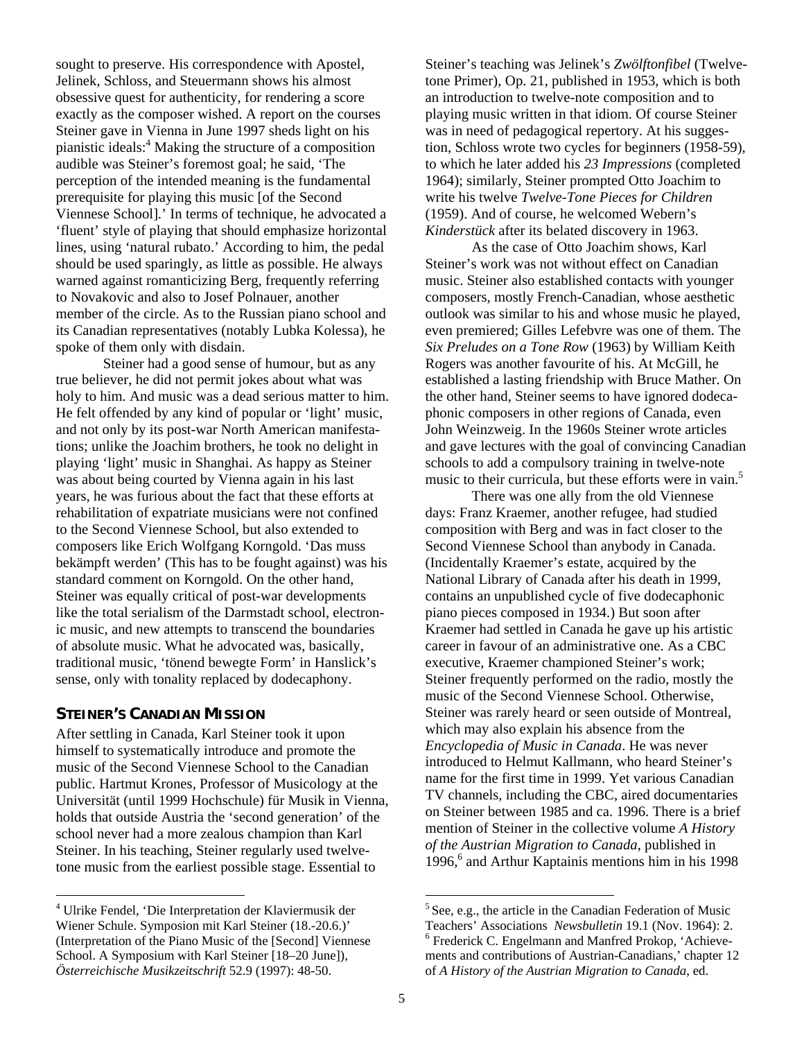sought to preserve. His correspondence with Apostel, Jelinek, Schloss, and Steuermann shows his almost obsessive quest for authenticity, for rendering a score exactly as the composer wished. A report on the courses Steiner gave in Vienna in June 1997 sheds light on his pianistic ideals:[4] Making the structure of a composition audible was Steiner's foremost goal; he said, 'The perception of the intended meaning is the fundamental prerequisite for playing this music [of the Second Viennese School].' In terms of technique, he advocated a 'fluent' style of playing that should emphasize horizontal lines, using 'natural rubato.' According to him, the pedal should be used sparingly, as little as possible. He always warned against romanticizing Berg, frequently referring to Novakovic and also to Josef Polnauer, another member of the circle. As to the Russian piano school and its Canadian representatives (notably Lubka Kolessa), he spoke of them only with disdain.

Steiner had a good sense of humour, but as any true believer, he did not permit jokes about what was holy to him. And music was a dead serious matter to him. He felt offended by any kind of popular or 'light' music, and not only by its post-war North American manifestations; unlike the Joachim brothers, he took no delight in playing 'light' music in Shanghai. As happy as Steiner was about being courted by Vienna again in his last years, he was furious about the fact that these efforts at rehabilitation of expatriate musicians were not confined to the Second Viennese School, but also extended to composers like Erich Wolfgang Korngold. 'Das muss bekämpft werden' (This has to be fought against) was his standard comment on Korngold. On the other hand, Steiner was equally critical of post-war developments like the total serialism of the Darmstadt school, electronic music, and new attempts to transcend the boundaries of absolute music. What he advocated was, basically, traditional music, 'tönend bewegte Form' in Hanslick's sense, only with tonality replaced by dodecaphony.

## Steiner's Canadian Mission

After settling in Canada, Karl Steiner took it upon himself to systematically introduce and promote the music of the Second Viennese School to the Canadian public. Hartmut Krones, Professor of Musicology at the Universität (until 1999 Hochschule) für Musik in Vienna, holds that outside Austria the 'second generation' of the school never had a more zealous champion than Karl Steiner. In his teaching, Steiner regularly used twelve-tone music from the earliest possible stage. Essential to Steiner's teaching was Jelinek's *Zwölftonfibel* (Twelve-tone Primer), Op. 21, published in 1953, which is both an introduction to twelve-note composition and to playing music written in that idiom. Of course Steiner was in need of pedagogical repertory. At his suggestion, Schloss wrote two cycles for beginners (1958-59), to which he later added his *23 Impressions* (completed 1964); similarly, Steiner prompted Otto Joachim to write his twelve *Twelve-Tone Pieces for Children* (1959). And of course, he welcomed Webern's *Kinderstück* after its belated discovery in 1963.

As the case of Otto Joachim shows, Karl Steiner's work was not without effect on Canadian music. Steiner also established contacts with younger composers, mostly French-Canadian, whose aesthetic outlook was similar to his and whose music he played, even premiered; Gilles Lefebvre was one of them. The *Six Preludes on a Tone Row* (1963) by William Keith Rogers was another favourite of his. At McGill, he established a lasting friendship with Bruce Mather. On the other hand, Steiner seems to have ignored dodecaphonic composers in other regions of Canada, even John Weinzweig. In the 1960s Steiner wrote articles and gave lectures with the goal of convincing Canadian schools to add a compulsory training in twelve-note music to their curricula, but these efforts were in vain.[5]

There was one ally from the old Viennese days: Franz Kraemer, another refugee, had studied composition with Berg and was in fact closer to the Second Viennese School than anybody in Canada. (Incidentally Kraemer's estate, acquired by the National Library of Canada after his death in 1999, contains an unpublished cycle of five dodecaphonic piano pieces composed in 1934.) But soon after Kraemer had settled in Canada he gave up his artistic career in favour of an administrative one. As a CBC executive, Kraemer championed Steiner's work; Steiner frequently performed on the radio, mostly the music of the Second Viennese School. Otherwise, Steiner was rarely heard or seen outside of Montreal, which may also explain his absence from the *Encyclopedia of Music in Canada*. He was never introduced to Helmut Kallmann, who heard Steiner's name for the first time in 1999. Yet various Canadian TV channels, including the CBC, aired documentaries on Steiner between 1985 and ca. 1996. There is a brief mention of Steiner in the collective volume *A History of the Austrian Migration to Canada*, published in 1996,[6] and Arthur Kaptainis mentions him in his 1998

---

[4] Ulrike Fendel, 'Die Interpretation der Klaviermusik der Wiener Schule. Symposion mit Karl Steiner (18.-20.6.)' (Interpretation of the Piano Music of the [Second] Viennese School. A Symposium with Karl Steiner [18–20 June]), *Österreichische Musikzeitschrift* 52.9 (1997): 48-50.

[5] See, e.g., the article in the Canadian Federation of Music Teachers' Associations *Newsbulletin* 19.1 (Nov. 1964): 2.

[6] Frederick C. Engelmann and Manfred Prokop, 'Achievements and contributions of Austrian-Canadians,' chapter 12 of *A History of the Austrian Migration to Canada*, ed.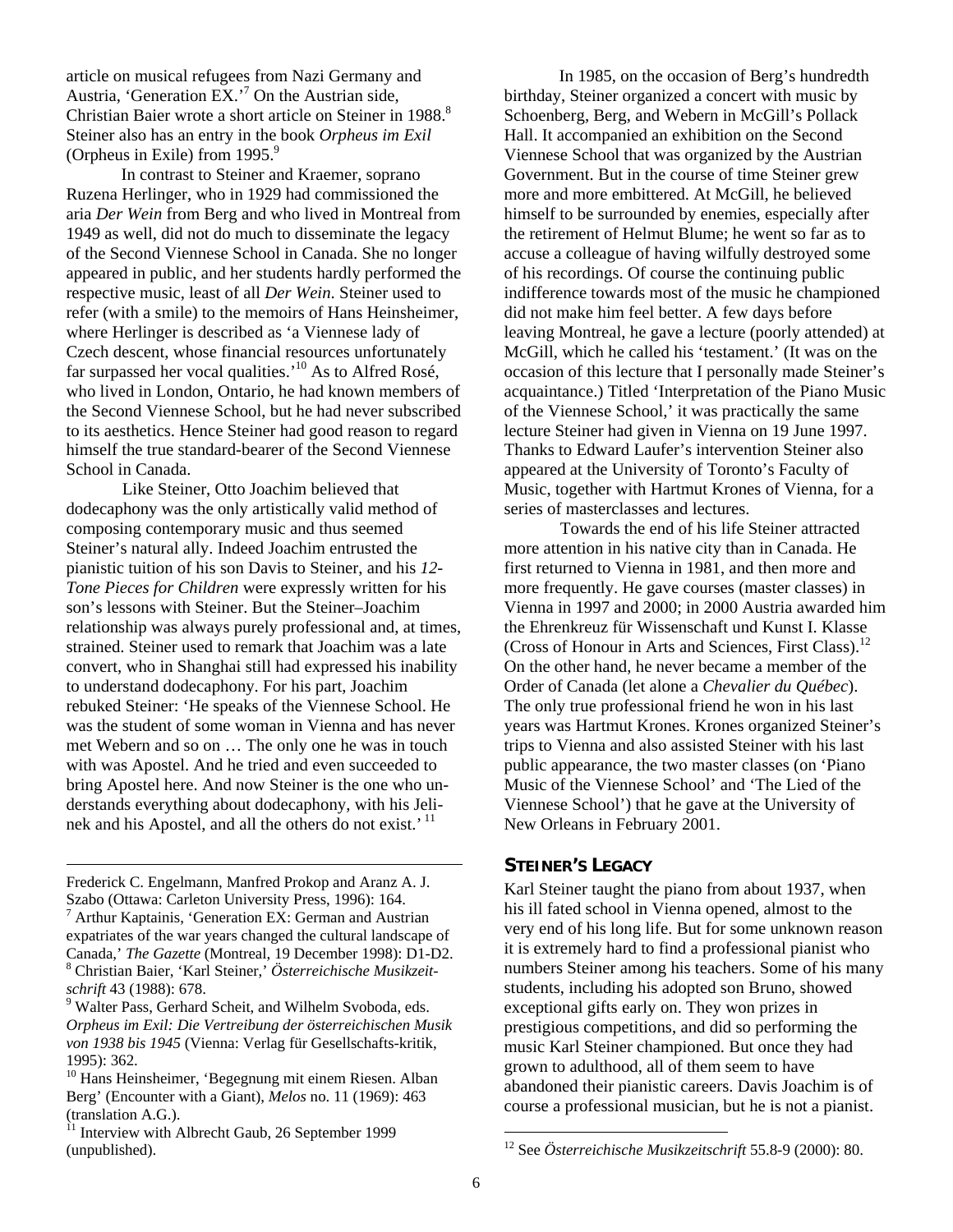article on musical refugees from Nazi Germany and Austria, 'Generation EX.'[7] On the Austrian side, Christian Baier wrote a short article on Steiner in 1988.[8] Steiner also has an entry in the book *Orpheus im Exil* (Orpheus in Exile) from 1995.[9]

In contrast to Steiner and Kraemer, soprano Ruzena Herlinger, who in 1929 had commissioned the aria *Der Wein* from Berg and who lived in Montreal from 1949 as well, did not do much to disseminate the legacy of the Second Viennese School in Canada. She no longer appeared in public, and her students hardly performed the respective music, least of all *Der Wein*. Steiner used to refer (with a smile) to the memoirs of Hans Heinsheimer, where Herlinger is described as 'a Viennese lady of Czech descent, whose financial resources unfortunately far surpassed her vocal qualities.'[10] As to Alfred Rosé, who lived in London, Ontario, he had known members of the Second Viennese School, but he had never subscribed to its aesthetics. Hence Steiner had good reason to regard himself the true standard-bearer of the Second Viennese School in Canada.

Like Steiner, Otto Joachim believed that dodecaphony was the only artistically valid method of composing contemporary music and thus seemed Steiner's natural ally. Indeed Joachim entrusted the pianistic tuition of his son Davis to Steiner, and his *12-Tone Pieces for Children* were expressly written for his son's lessons with Steiner. But the Steiner–Joachim relationship was always purely professional and, at times, strained. Steiner used to remark that Joachim was a late convert, who in Shanghai still had expressed his inability to understand dodecaphony. For his part, Joachim rebuked Steiner: 'He speaks of the Viennese School. He was the student of some woman in Vienna and has never met Webern and so on … The only one he was in touch with was Apostel. And he tried and even succeeded to bring Apostel here. And now Steiner is the one who understands everything about dodecaphony, with his Jelinek and his Apostel, and all the others do not exist.'[11]

In 1985, on the occasion of Berg's hundredth birthday, Steiner organized a concert with music by Schoenberg, Berg, and Webern in McGill's Pollack Hall. It accompanied an exhibition on the Second Viennese School that was organized by the Austrian Government. But in the course of time Steiner grew more and more embittered. At McGill, he believed himself to be surrounded by enemies, especially after the retirement of Helmut Blume; he went so far as to accuse a colleague of having wilfully destroyed some of his recordings. Of course the continuing public indifference towards most of the music he championed did not make him feel better. A few days before leaving Montreal, he gave a lecture (poorly attended) at McGill, which he called his 'testament.' (It was on the occasion of this lecture that I personally made Steiner's acquaintance.) Titled 'Interpretation of the Piano Music of the Viennese School,' it was practically the same lecture Steiner had given in Vienna on 19 June 1997. Thanks to Edward Laufer's intervention Steiner also appeared at the University of Toronto's Faculty of Music, together with Hartmut Krones of Vienna, for a series of masterclasses and lectures.

Towards the end of his life Steiner attracted more attention in his native city than in Canada. He first returned to Vienna in 1981, and then more and more frequently. He gave courses (master classes) in Vienna in 1997 and 2000; in 2000 Austria awarded him the Ehrenkreuz für Wissenschaft und Kunst I. Klasse (Cross of Honour in Arts and Sciences, First Class).[12] On the other hand, he never became a member of the Order of Canada (let alone a *Chevalier du Québec*). The only true professional friend he won in his last years was Hartmut Krones. Krones organized Steiner's trips to Vienna and also assisted Steiner with his last public appearance, the two master classes (on 'Piano Music of the Viennese School' and 'The Lied of the Viennese School') that he gave at the University of New Orleans in February 2001.

## STEINER'S LEGACY

Karl Steiner taught the piano from about 1937, when his ill fated school in Vienna opened, almost to the very end of his long life. But for some unknown reason it is extremely hard to find a professional pianist who numbers Steiner among his teachers. Some of his many students, including his adopted son Bruno, showed exceptional gifts early on. They won prizes in prestigious competitions, and did so performing the music Karl Steiner championed. But once they had grown to adulthood, all of them seem to have abandoned their pianistic careers. Davis Joachim is of course a professional musician, but he is not a pianist.

---

Frederick C. Engelmann, Manfred Prokop and Aranz A. J. Szabo (Ottawa: Carleton University Press, 1996): 164.

[7] Arthur Kaptainis, 'Generation EX: German and Austrian expatriates of the war years changed the cultural landscape of Canada,' *The Gazette* (Montreal, 19 December 1998): D1-D2.

[8] Christian Baier, 'Karl Steiner,' *Österreichische Musikzeitschrift* 43 (1988): 678.

[9] Walter Pass, Gerhard Scheit, and Wilhelm Svoboda, eds. *Orpheus im Exil: Die Vertreibung der österreichischen Musik von 1938 bis 1945* (Vienna: Verlag für Gesellschafts-kritik, 1995): 362.

[10] Hans Heinsheimer, 'Begegnung mit einem Riesen. Alban Berg' (Encounter with a Giant), *Melos* no. 11 (1969): 463 (translation A.G.).

[11] Interview with Albrecht Gaub, 26 September 1999 (unpublished).

[12] See *Österreichische Musikzeitschrift* 55.8-9 (2000): 80.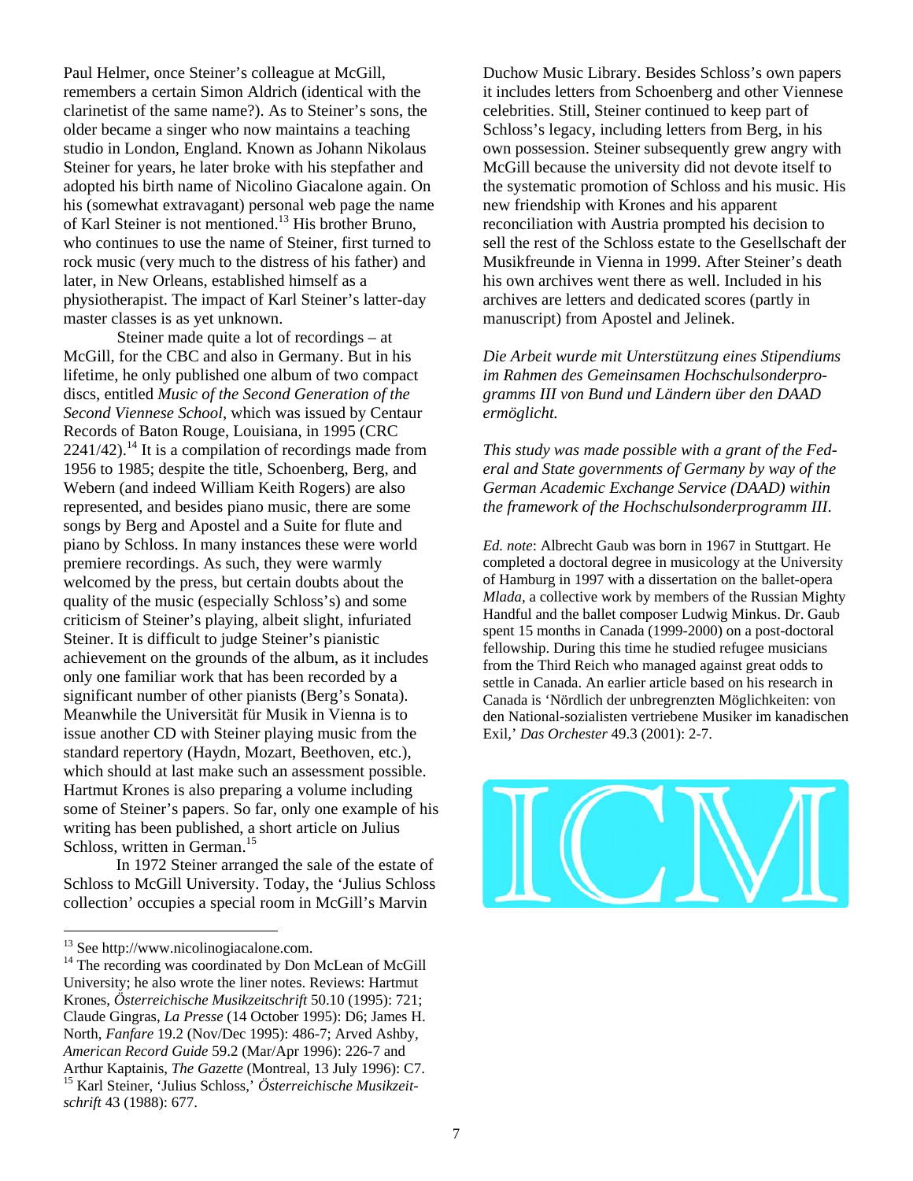Paul Helmer, once Steiner's colleague at McGill, remembers a certain Simon Aldrich (identical with the clarinetist of the same name?). As to Steiner's sons, the older became a singer who now maintains a teaching studio in London, England. Known as Johann Nikolaus Steiner for years, he later broke with his stepfather and adopted his birth name of Nicolino Giacalone again. On his (somewhat extravagant) personal web page the name of Karl Steiner is not mentioned.[13] His brother Bruno, who continues to use the name of Steiner, first turned to rock music (very much to the distress of his father) and later, in New Orleans, established himself as a physiotherapist. The impact of Karl Steiner's latter-day master classes is as yet unknown.

Steiner made quite a lot of recordings – at McGill, for the CBC and also in Germany. But in his lifetime, he only published one album of two compact discs, entitled *Music of the Second Generation of the Second Viennese School*, which was issued by Centaur Records of Baton Rouge, Louisiana, in 1995 (CRC 2241/42).[14] It is a compilation of recordings made from 1956 to 1985; despite the title, Schoenberg, Berg, and Webern (and indeed William Keith Rogers) are also represented, and besides piano music, there are some songs by Berg and Apostel and a Suite for flute and piano by Schloss. In many instances these were world premiere recordings. As such, they were warmly welcomed by the press, but certain doubts about the quality of the music (especially Schloss's) and some criticism of Steiner's playing, albeit slight, infuriated Steiner. It is difficult to judge Steiner's pianistic achievement on the grounds of the album, as it includes only one familiar work that has been recorded by a significant number of other pianists (Berg's Sonata). Meanwhile the Universität für Musik in Vienna is to issue another CD with Steiner playing music from the standard repertory (Haydn, Mozart, Beethoven, etc.), which should at last make such an assessment possible. Hartmut Krones is also preparing a volume including some of Steiner's papers. So far, only one example of his writing has been published, a short article on Julius Schloss, written in German.[15]

In 1972 Steiner arranged the sale of the estate of Schloss to McGill University. Today, the 'Julius Schloss collection' occupies a special room in McGill's Marvin Duchow Music Library. Besides Schloss's own papers it includes letters from Schoenberg and other Viennese celebrities. Still, Steiner continued to keep part of Schloss's legacy, including letters from Berg, in his own possession. Steiner subsequently grew angry with McGill because the university did not devote itself to the systematic promotion of Schloss and his music. His new friendship with Krones and his apparent reconciliation with Austria prompted his decision to sell the rest of the Schloss estate to the Gesellschaft der Musikfreunde in Vienna in 1999. After Steiner's death his own archives went there as well. Included in his archives are letters and dedicated scores (partly in manuscript) from Apostel and Jelinek.

*Die Arbeit wurde mit Unterstützung eines Stipendiums im Rahmen des Gemeinsamen Hochschulsonderprogramms III von Bund und Ländern über den DAAD ermöglicht.*

*This study was made possible with a grant of the Federal and State governments of Germany by way of the German Academic Exchange Service (DAAD) within the framework of the Hochschulsonderprogramm III.*

*Ed. note*: Albrecht Gaub was born in 1967 in Stuttgart. He completed a doctoral degree in musicology at the University of Hamburg in 1997 with a dissertation on the ballet-opera *Mlada*, a collective work by members of the Russian Mighty Handful and the ballet composer Ludwig Minkus. Dr. Gaub spent 15 months in Canada (1999-2000) on a post-doctoral fellowship. During this time he studied refugee musicians from the Third Reich who managed against great odds to settle in Canada. An earlier article based on his research in Canada is 'Nördlich der unbregrenzten Möglichkeiten: von den National-sozialisten vertriebene Musiker im kanadischen Exil,' *Das Orchester* 49.3 (2001): 2-7.

ICM

---

[13] See http://www.nicolinogiacalone.com.

[14] The recording was coordinated by Don McLean of McGill University; he also wrote the liner notes. Reviews: Hartmut Krones, *Österreichische Musikzeitschrift* 50.10 (1995): 721; Claude Gingras, *La Presse* (14 October 1995): D6; James H. North, *Fanfare* 19.2 (Nov/Dec 1995): 486-7; Arved Ashby, *American Record Guide* 59.2 (Mar/Apr 1996): 226-7 and Arthur Kaptainis, *The Gazette* (Montreal, 13 July 1996): C7.

[15] Karl Steiner, 'Julius Schloss,' *Österreichische Musikzeitschrift* 43 (1988): 677.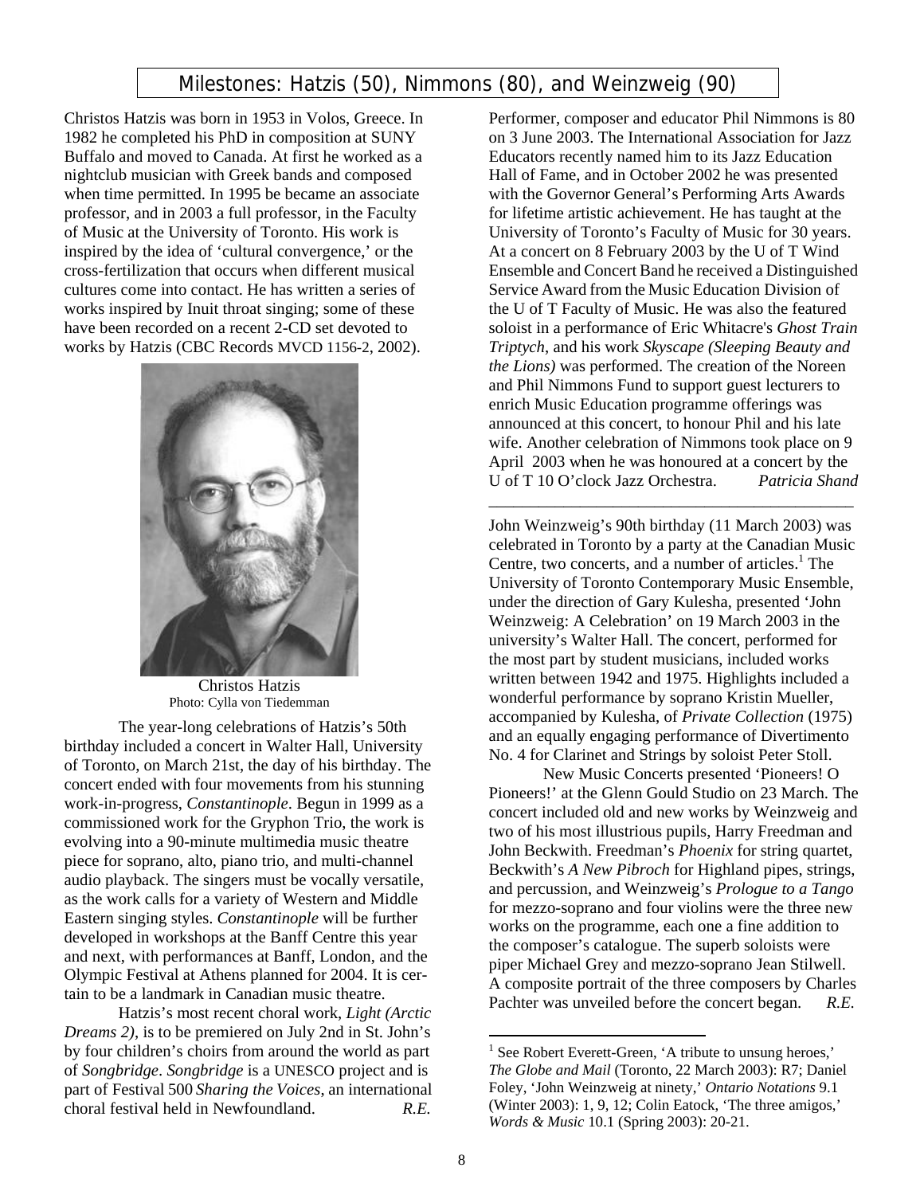# Milestones: Hatzis (50), Nimmons (80), and Weinzweig (90)

Christos Hatzis was born in 1953 in Volos, Greece. In 1982 he completed his PhD in composition at SUNY Buffalo and moved to Canada. At first he worked as a nightclub musician with Greek bands and composed when time permitted. In 1995 be became an associate professor, and in 2003 a full professor, in the Faculty of Music at the University of Toronto. His work is inspired by the idea of 'cultural convergence,' or the cross-fertilization that occurs when different musical cultures come into contact. He has written a series of works inspired by Inuit throat singing; some of these have been recorded on a recent 2-CD set devoted to works by Hatzis (CBC Records MVCD 1156-2, 2002).

Christos Hatzis
Photo: Cylla von Tiedemman

The year-long celebrations of Hatzis's 50th birthday included a concert in Walter Hall, University of Toronto, on March 21st, the day of his birthday. The concert ended with four movements from his stunning work-in-progress, *Constantinople*. Begun in 1999 as a commissioned work for the Gryphon Trio, the work is evolving into a 90-minute multimedia music theatre piece for soprano, alto, piano trio, and multi-channel audio playback. The singers must be vocally versatile, as the work calls for a variety of Western and Middle Eastern singing styles. *Constantinople* will be further developed in workshops at the Banff Centre this year and next, with performances at Banff, London, and the Olympic Festival at Athens planned for 2004. It is certain to be a landmark in Canadian music theatre.

Hatzis's most recent choral work, *Light (Arctic Dreams 2)*, is to be premiered on July 2nd in St. John's by four children's choirs from around the world as part of *Songbridge*. *Songbridge* is a UNESCO project and is part of Festival 500 *Sharing the Voices*, an international choral festival held in Newfoundland. *R.E.*

Performer, composer and educator Phil Nimmons is 80 on 3 June 2003. The International Association for Jazz Educators recently named him to its Jazz Education Hall of Fame, and in October 2002 he was presented with the Governor General's Performing Arts Awards for lifetime artistic achievement. He has taught at the University of Toronto's Faculty of Music for 30 years. At a concert on 8 February 2003 by the U of T Wind Ensemble and Concert Band he received a Distinguished Service Award from the Music Education Division of the U of T Faculty of Music. He was also the featured soloist in a performance of Eric Whitacre's *Ghost Train Triptych*, and his work *Skyscape (Sleeping Beauty and the Lions)* was performed. The creation of the Noreen and Phil Nimmons Fund to support guest lecturers to enrich Music Education programme offerings was announced at this concert, to honour Phil and his late wife. Another celebration of Nimmons took place on 9 April 2003 when he was honoured at a concert by the U of T 10 O'clock Jazz Orchestra. *Patricia Shand*

---

John Weinzweig's 90th birthday (11 March 2003) was celebrated in Toronto by a party at the Canadian Music Centre, two concerts, and a number of articles.[1] The University of Toronto Contemporary Music Ensemble, under the direction of Gary Kulesha, presented 'John Weinzweig: A Celebration' on 19 March 2003 in the university's Walter Hall. The concert, performed for the most part by student musicians, included works written between 1942 and 1975. Highlights included a wonderful performance by soprano Kristin Mueller, accompanied by Kulesha, of *Private Collection* (1975) and an equally engaging performance of Divertimento No. 4 for Clarinet and Strings by soloist Peter Stoll.

New Music Concerts presented 'Pioneers! O Pioneers!' at the Glenn Gould Studio on 23 March. The concert included old and new works by Weinzweig and two of his most illustrious pupils, Harry Freedman and John Beckwith. Freedman's *Phoenix* for string quartet, Beckwith's *A New Pibroch* for Highland pipes, strings, and percussion, and Weinzweig's *Prologue to a Tango* for mezzo-soprano and four violins were the three new works on the programme, each one a fine addition to the composer's catalogue. The superb soloists were piper Michael Grey and mezzo-soprano Jean Stilwell. A composite portrait of the three composers by Charles Pachter was unveiled before the concert began. *R.E.*

---

[1] See Robert Everett-Green, 'A tribute to unsung heroes,' *The Globe and Mail* (Toronto, 22 March 2003): R7; Daniel Foley, 'John Weinzweig at ninety,' *Ontario Notations* 9.1 (Winter 2003): 1, 9, 12; Colin Eatock, 'The three amigos,' *Words & Music* 10.1 (Spring 2003): 20-21.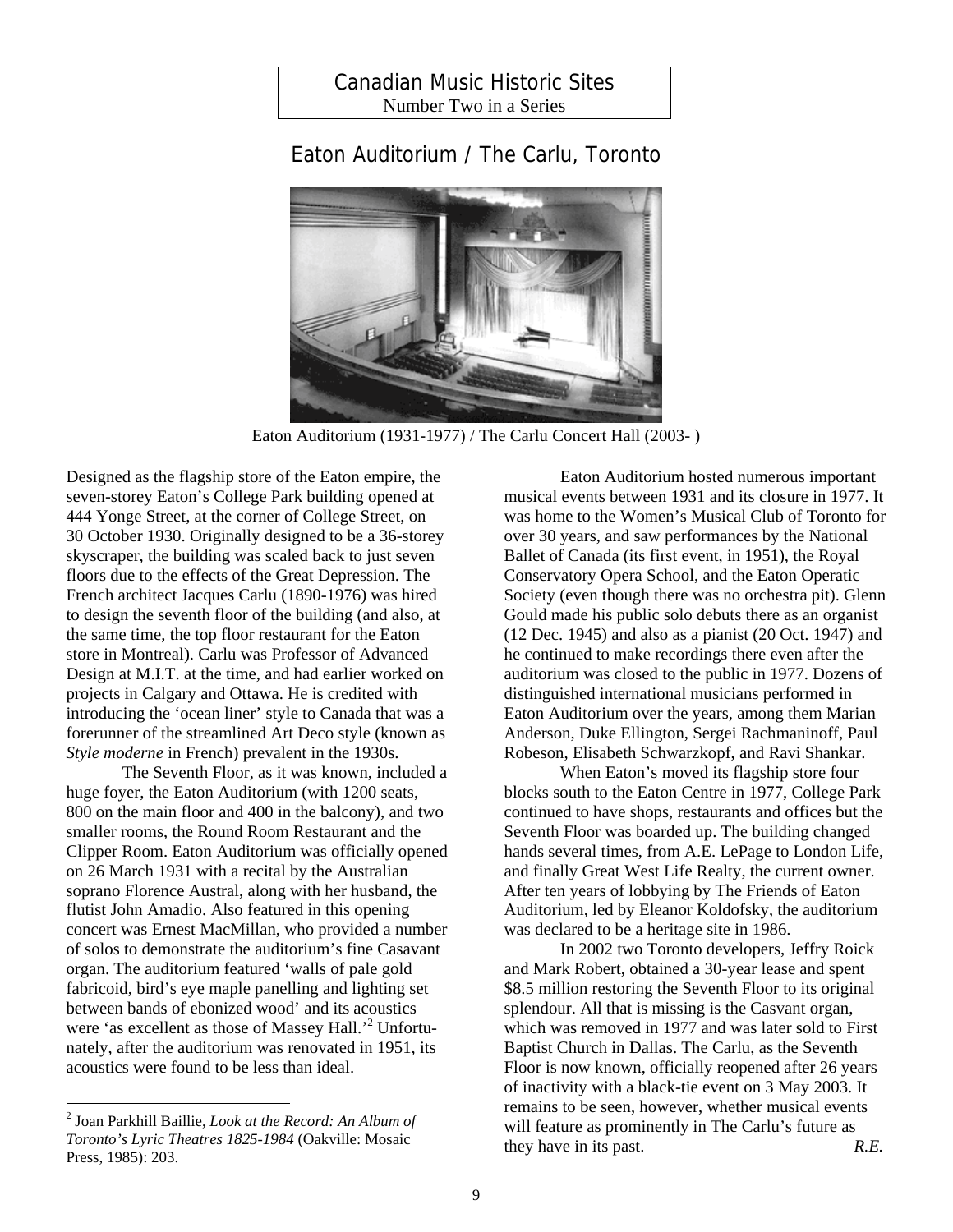Canadian Music Historic Sites
Number Two in a Series

# Eaton Auditorium / The Carlu, Toronto

Eaton Auditorium (1931-1977) / The Carlu Concert Hall (2003- )

Designed as the flagship store of the Eaton empire, the seven-storey Eaton's College Park building opened at 444 Yonge Street, at the corner of College Street, on 30 October 1930. Originally designed to be a 36-storey skyscraper, the building was scaled back to just seven floors due to the effects of the Great Depression. The French architect Jacques Carlu (1890-1976) was hired to design the seventh floor of the building (and also, at the same time, the top floor restaurant for the Eaton store in Montreal). Carlu was Professor of Advanced Design at M.I.T. at the time, and had earlier worked on projects in Calgary and Ottawa. He is credited with introducing the 'ocean liner' style to Canada that was a forerunner of the streamlined Art Deco style (known as *Style moderne* in French) prevalent in the 1930s.

The Seventh Floor, as it was known, included a huge foyer, the Eaton Auditorium (with 1200 seats, 800 on the main floor and 400 in the balcony), and two smaller rooms, the Round Room Restaurant and the Clipper Room. Eaton Auditorium was officially opened on 26 March 1931 with a recital by the Australian soprano Florence Austral, along with her husband, the flutist John Amadio. Also featured in this opening concert was Ernest MacMillan, who provided a number of solos to demonstrate the auditorium's fine Casavant organ. The auditorium featured 'walls of pale gold fabricoid, bird's eye maple panelling and lighting set between bands of ebonized wood' and its acoustics were 'as excellent as those of Massey Hall.'[2] Unfortunately, after the auditorium was renovated in 1951, its acoustics were found to be less than ideal.

Eaton Auditorium hosted numerous important musical events between 1931 and its closure in 1977. It was home to the Women's Musical Club of Toronto for over 30 years, and saw performances by the National Ballet of Canada (its first event, in 1951), the Royal Conservatory Opera School, and the Eaton Operatic Society (even though there was no orchestra pit). Glenn Gould made his public solo debuts there as an organist (12 Dec. 1945) and also as a pianist (20 Oct. 1947) and he continued to make recordings there even after the auditorium was closed to the public in 1977. Dozens of distinguished international musicians performed in Eaton Auditorium over the years, among them Marian Anderson, Duke Ellington, Sergei Rachmaninoff, Paul Robeson, Elisabeth Schwarzkopf, and Ravi Shankar.

When Eaton's moved its flagship store four blocks south to the Eaton Centre in 1977, College Park continued to have shops, restaurants and offices but the Seventh Floor was boarded up. The building changed hands several times, from A.E. LePage to London Life, and finally Great West Life Realty, the current owner. After ten years of lobbying by The Friends of Eaton Auditorium, led by Eleanor Koldofsky, the auditorium was declared to be a heritage site in 1986.

In 2002 two Toronto developers, Jeffry Roick and Mark Robert, obtained a 30-year lease and spent $8.5 million restoring the Seventh Floor to its original splendour. All that is missing is the Casvant organ, which was removed in 1977 and was later sold to First Baptist Church in Dallas. The Carlu, as the Seventh Floor is now known, officially reopened after 26 years of inactivity with a black-tie event on 3 May 2003. It remains to be seen, however, whether musical events will feature as prominently in The Carlu's future as they have in its past.

*R.E.*

---

[2] Joan Parkhill Baillie, *Look at the Record: An Album of Toronto's Lyric Theatres 1825-1984* (Oakville: Mosaic Press, 1985): 203.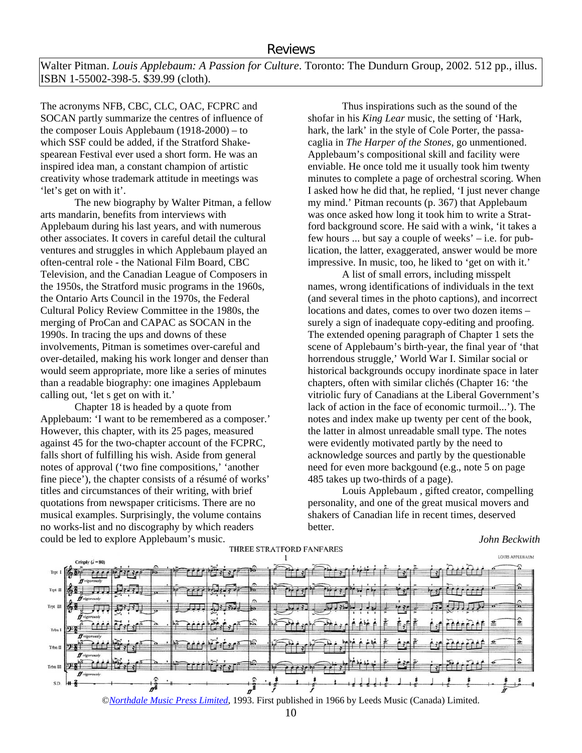## Reviews

Walter Pitman. *Louis Applebaum: A Passion for Culture*. Toronto: The Dundurn Group, 2002. 512 pp., illus. ISBN 1-55002-398-5. $39.99 (cloth).

The acronyms NFB, CBC, CLC, OAC, FCPRC and SOCAN partly summarize the centres of influence of the composer Louis Applebaum (1918-2000) – to which SSF could be added, if the Stratford Shakespearean Festival ever used a short form. He was an inspired idea man, a constant champion of artistic creativity whose trademark attitude in meetings was 'let's get on with it'.

The new biography by Walter Pitman, a fellow arts mandarin, benefits from interviews with Applebaum during his last years, and with numerous other associates. It covers in careful detail the cultural ventures and struggles in which Applebaum played an often-central role - the National Film Board, CBC Television, and the Canadian League of Composers in the 1950s, the Stratford music programs in the 1960s, the Ontario Arts Council in the 1970s, the Federal Cultural Policy Review Committee in the 1980s, the merging of ProCan and CAPAC as SOCAN in the 1990s. In tracing the ups and downs of these involvements, Pitman is sometimes over-careful and over-detailed, making his work longer and denser than would seem appropriate, more like a series of minutes than a readable biography: one imagines Applebaum calling out, 'let s get on with it.'

Chapter 18 is headed by a quote from Applebaum: 'I want to be remembered as a composer.' However, this chapter, with its 25 pages, measured against 45 for the two-chapter account of the FCPRC, falls short of fulfilling his wish. Aside from general notes of approval ('two fine compositions,' 'another fine piece'), the chapter consists of a résumé of works' titles and circumstances of their writing, with brief quotations from newspaper criticisms. There are no musical examples. Surprisingly, the volume contains no works-list and no discography by which readers could be led to explore Applebaum's music.

Thus inspirations such as the sound of the shofar in his *King Lear* music, the setting of 'Hark, hark, the lark' in the style of Cole Porter, the passacaglia in *The Harper of the Stones*, go unmentioned. Applebaum's compositional skill and facility were enviable. He once told me it usually took him twenty minutes to complete a page of orchestral scoring. When I asked how he did that, he replied, 'I just never change my mind.' Pitman recounts (p. 367) that Applebaum was once asked how long it took him to write a Stratford background score. He said with a wink, 'it takes a few hours ... but say a couple of weeks' – i.e. for publication, the latter, exaggerated, answer would be more impressive. In music, too, he liked to 'get on with it.'

A list of small errors, including misspelt names, wrong identifications of individuals in the text (and several times in the photo captions), and incorrect locations and dates, comes to over two dozen items – surely a sign of inadequate copy-editing and proofing. The extended opening paragraph of Chapter 1 sets the scene of Applebaum's birth-year, the final year of 'that horrendous struggle,' World War I. Similar social or historical backgrounds occupy inordinate space in later chapters, often with similar clichés (Chapter 16: 'the vitriolic fury of Canadians at the Liberal Government's lack of action in the face of economic turmoil...'). The notes and index make up twenty per cent of the book, the latter in almost unreadable small type. The notes were evidently motivated partly by the need to acknowledge sources and partly by the questionable need for even more backgound (e.g., note 5 on page 485 takes up two-thirds of a page).

Louis Applebaum , gifted creator, compelling personality, and one of the great musical movers and shakers of Canadian life in recent times, deserved better.

*John Beckwith*

THREE STRATFORD FANFARES

©*Northdale Music Press Limited*, 1993. First published in 1966 by Leeds Music (Canada) Limited.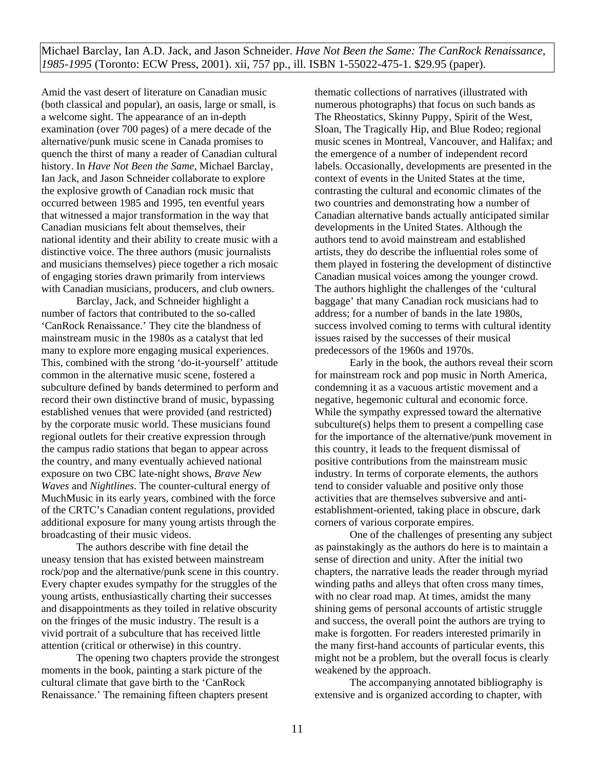Michael Barclay, Ian A.D. Jack, and Jason Schneider. *Have Not Been the Same: The CanRock Renaissance, 1985-1995* (Toronto: ECW Press, 2001). xii, 757 pp., ill. ISBN 1-55022-475-1. $29.95 (paper).

Amid the vast desert of literature on Canadian music (both classical and popular), an oasis, large or small, is a welcome sight. The appearance of an in-depth examination (over 700 pages) of a mere decade of the alternative/punk music scene in Canada promises to quench the thirst of many a reader of Canadian cultural history. In *Have Not Been the Same*, Michael Barclay, Ian Jack, and Jason Schneider collaborate to explore the explosive growth of Canadian rock music that occurred between 1985 and 1995, ten eventful years that witnessed a major transformation in the way that Canadian musicians felt about themselves, their national identity and their ability to create music with a distinctive voice. The three authors (music journalists and musicians themselves) piece together a rich mosaic of engaging stories drawn primarily from interviews with Canadian musicians, producers, and club owners.

Barclay, Jack, and Schneider highlight a number of factors that contributed to the so-called 'CanRock Renaissance.' They cite the blandness of mainstream music in the 1980s as a catalyst that led many to explore more engaging musical experiences. This, combined with the strong 'do-it-yourself' attitude common in the alternative music scene, fostered a subculture defined by bands determined to perform and record their own distinctive brand of music, bypassing established venues that were provided (and restricted) by the corporate music world. These musicians found regional outlets for their creative expression through the campus radio stations that began to appear across the country, and many eventually achieved national exposure on two CBC late-night shows, *Brave New Waves* and *Nightlines*. The counter-cultural energy of MuchMusic in its early years, combined with the force of the CRTC's Canadian content regulations, provided additional exposure for many young artists through the broadcasting of their music videos.

The authors describe with fine detail the uneasy tension that has existed between mainstream rock/pop and the alternative/punk scene in this country. Every chapter exudes sympathy for the struggles of the young artists, enthusiastically charting their successes and disappointments as they toiled in relative obscurity on the fringes of the music industry. The result is a vivid portrait of a subculture that has received little attention (critical or otherwise) in this country.

The opening two chapters provide the strongest moments in the book, painting a stark picture of the cultural climate that gave birth to the 'CanRock Renaissance.' The remaining fifteen chapters present thematic collections of narratives (illustrated with numerous photographs) that focus on such bands as The Rheostatics, Skinny Puppy, Spirit of the West, Sloan, The Tragically Hip, and Blue Rodeo; regional music scenes in Montreal, Vancouver, and Halifax; and the emergence of a number of independent record labels. Occasionally, developments are presented in the context of events in the United States at the time, contrasting the cultural and economic climates of the two countries and demonstrating how a number of Canadian alternative bands actually anticipated similar developments in the United States. Although the authors tend to avoid mainstream and established artists, they do describe the influential roles some of them played in fostering the development of distinctive Canadian musical voices among the younger crowd. The authors highlight the challenges of the 'cultural baggage' that many Canadian rock musicians had to address; for a number of bands in the late 1980s, success involved coming to terms with cultural identity issues raised by the successes of their musical predecessors of the 1960s and 1970s.

Early in the book, the authors reveal their scorn for mainstream rock and pop music in North America, condemning it as a vacuous artistic movement and a negative, hegemonic cultural and economic force. While the sympathy expressed toward the alternative subculture(s) helps them to present a compelling case for the importance of the alternative/punk movement in this country, it leads to the frequent dismissal of positive contributions from the mainstream music industry. In terms of corporate elements, the authors tend to consider valuable and positive only those activities that are themselves subversive and anti-establishment-oriented, taking place in obscure, dark corners of various corporate empires.

One of the challenges of presenting any subject as painstakingly as the authors do here is to maintain a sense of direction and unity. After the initial two chapters, the narrative leads the reader through myriad winding paths and alleys that often cross many times, with no clear road map. At times, amidst the many shining gems of personal accounts of artistic struggle and success, the overall point the authors are trying to make is forgotten. For readers interested primarily in the many first-hand accounts of particular events, this might not be a problem, but the overall focus is clearly weakened by the approach.

The accompanying annotated bibliography is extensive and is organized according to chapter, with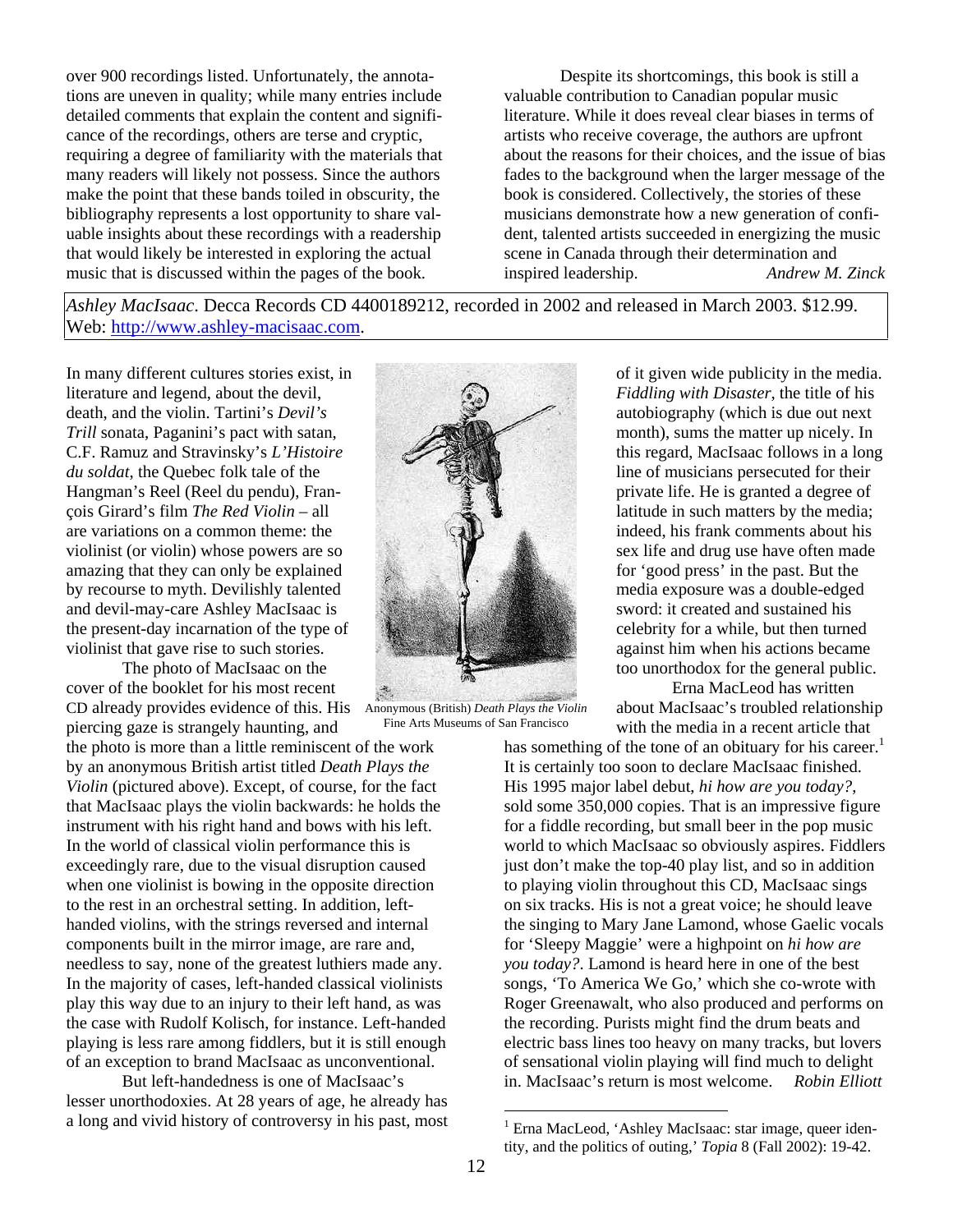over 900 recordings listed. Unfortunately, the annotations are uneven in quality; while many entries include detailed comments that explain the content and significance of the recordings, others are terse and cryptic, requiring a degree of familiarity with the materials that many readers will likely not possess. Since the authors make the point that these bands toiled in obscurity, the bibliography represents a lost opportunity to share valuable insights about these recordings with a readership that would likely be interested in exploring the actual music that is discussed within the pages of the book.

Despite its shortcomings, this book is still a valuable contribution to Canadian popular music literature. While it does reveal clear biases in terms of artists who receive coverage, the authors are upfront about the reasons for their choices, and the issue of bias fades to the background when the larger message of the book is considered. Collectively, the stories of these musicians demonstrate how a new generation of confident, talented artists succeeded in energizing the music scene in Canada through their determination and inspired leadership. *Andrew M. Zinck*

*Ashley MacIsaac*. Decca Records CD 4400189212, recorded in 2002 and released in March 2003. $12.99. Web: http://www.ashley-macisaac.com.

In many different cultures stories exist, in literature and legend, about the devil, death, and the violin. Tartini's *Devil's Trill* sonata, Paganini's pact with satan, C.F. Ramuz and Stravinsky's *L'Histoire du soldat*, the Quebec folk tale of the Hangman's Reel (Reel du pendu), François Girard's film *The Red Violin* – all are variations on a common theme: the violinist (or violin) whose powers are so amazing that they can only be explained by recourse to myth. Devilishly talented and devil-may-care Ashley MacIsaac is the present-day incarnation of the type of violinist that gave rise to such stories.

The photo of MacIsaac on the cover of the booklet for his most recent CD already provides evidence of this. His piercing gaze is strangely haunting, and the photo is more than a little reminiscent of the work by an anonymous British artist titled *Death Plays the Violin* (pictured above). Except, of course, for the fact that MacIsaac plays the violin backwards: he holds the instrument with his right hand and bows with his left. In the world of classical violin performance this is exceedingly rare, due to the visual disruption caused when one violinist is bowing in the opposite direction to the rest in an orchestral setting. In addition, left-handed violins, with the strings reversed and internal components built in the mirror image, are rare and, needless to say, none of the greatest luthiers made any. In the majority of cases, left-handed classical violinists play this way due to an injury to their left hand, as was the case with Rudolf Kolisch, for instance. Left-handed playing is less rare among fiddlers, but it is still enough of an exception to brand MacIsaac as unconventional.

Anonymous (British) *Death Plays the Violin*
Fine Arts Museums of San Francisco

But left-handedness is one of MacIsaac's lesser unorthodoxies. At 28 years of age, he already has a long and vivid history of controversy in his past, most of it given wide publicity in the media. *Fiddling with Disaster*, the title of his autobiography (which is due out next month), sums the matter up nicely. In this regard, MacIsaac follows in a long line of musicians persecuted for their private life. He is granted a degree of latitude in such matters by the media; indeed, his frank comments about his sex life and drug use have often made for 'good press' in the past. But the media exposure was a double-edged sword: it created and sustained his celebrity for a while, but then turned against him when his actions became too unorthodox for the general public.

Erna MacLeod has written about MacIsaac's troubled relationship with the media in a recent article that has something of the tone of an obituary for his career.[1] It is certainly too soon to declare MacIsaac finished. His 1995 major label debut, *hi how are you today?*, sold some 350,000 copies. That is an impressive figure for a fiddle recording, but small beer in the pop music world to which MacIsaac so obviously aspires. Fiddlers just don't make the top-40 play list, and so in addition to playing violin throughout this CD, MacIsaac sings on six tracks. His is not a great voice; he should leave the singing to Mary Jane Lamond, whose Gaelic vocals for 'Sleepy Maggie' were a highpoint on *hi how are you today?*. Lamond is heard here in one of the best songs, 'To America We Go,' which she co-wrote with Roger Greenawalt, who also produced and performs on the recording. Purists might find the drum beats and electric bass lines too heavy on many tracks, but lovers of sensational violin playing will find much to delight in. MacIsaac's return is most welcome. *Robin Elliott*

[1] Erna MacLeod, 'Ashley MacIsaac: star image, queer identity, and the politics of outing,' *Topia* 8 (Fall 2002): 19-42.